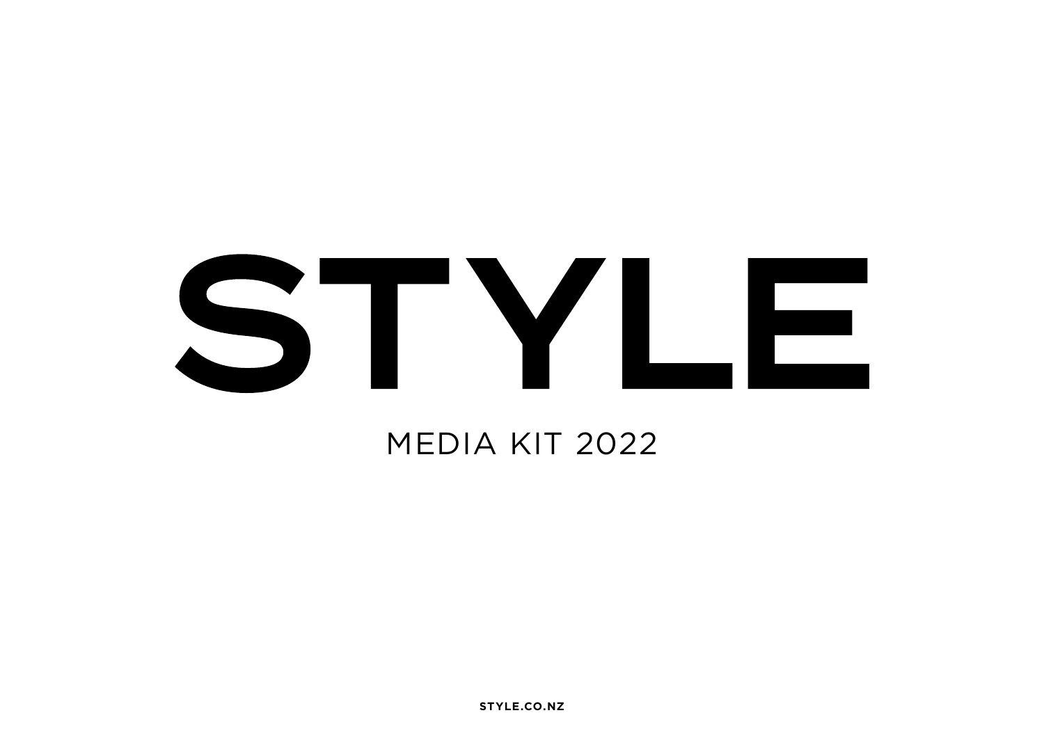# STYLE

MEDIA KIT 2022

STYLE.CO.NZ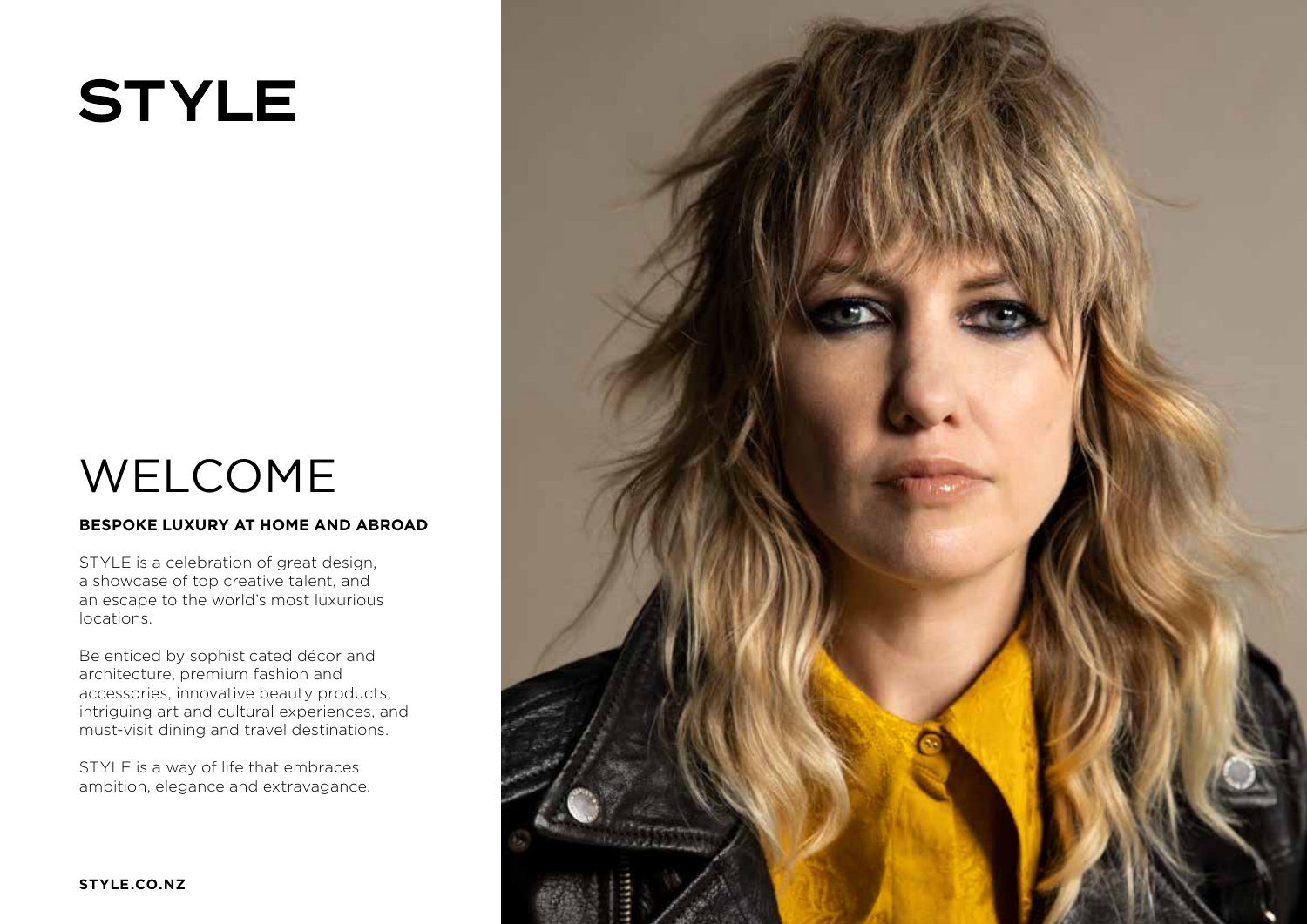# STYLE

## WELCOME

**BESPOKE LUXURY AT HOME AND ABROAD**

STYLE is a celebration of great design, a showcase of top creative talent, and an escape to the world's most luxurious locations.

Be enticed by sophisticated décor and architecture, premium fashion and accessories, innovative beauty products, intriguing art and cultural experiences, and must-visit dining and travel destinations.

STYLE is a way of life that embraces ambition, elegance and extravagance.

**STYLE.CO.NZ**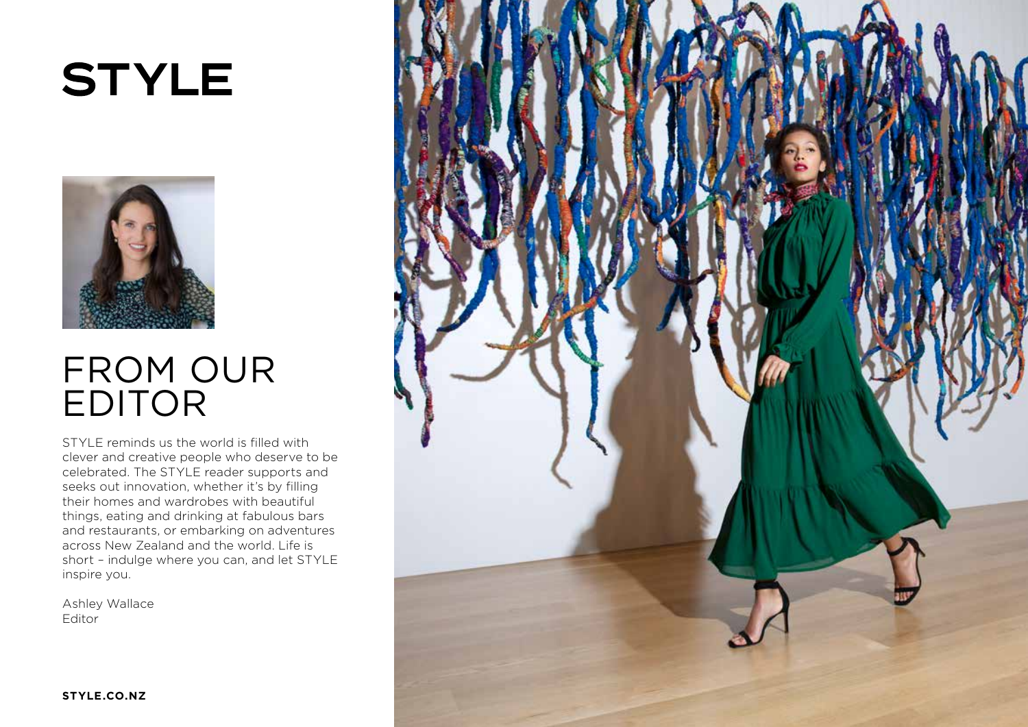# STYLE

## FROM OUR EDITOR

STYLE reminds us the world is filled with clever and creative people who deserve to be celebrated. The STYLE reader supports and seeks out innovation, whether it's by filling their homes and wardrobes with beautiful things, eating and drinking at fabulous bars and restaurants, or embarking on adventures across New Zealand and the world. Life is short – indulge where you can, and let STYLE inspire you.

Ashley Wallace
Editor

**STYLE.CO.NZ**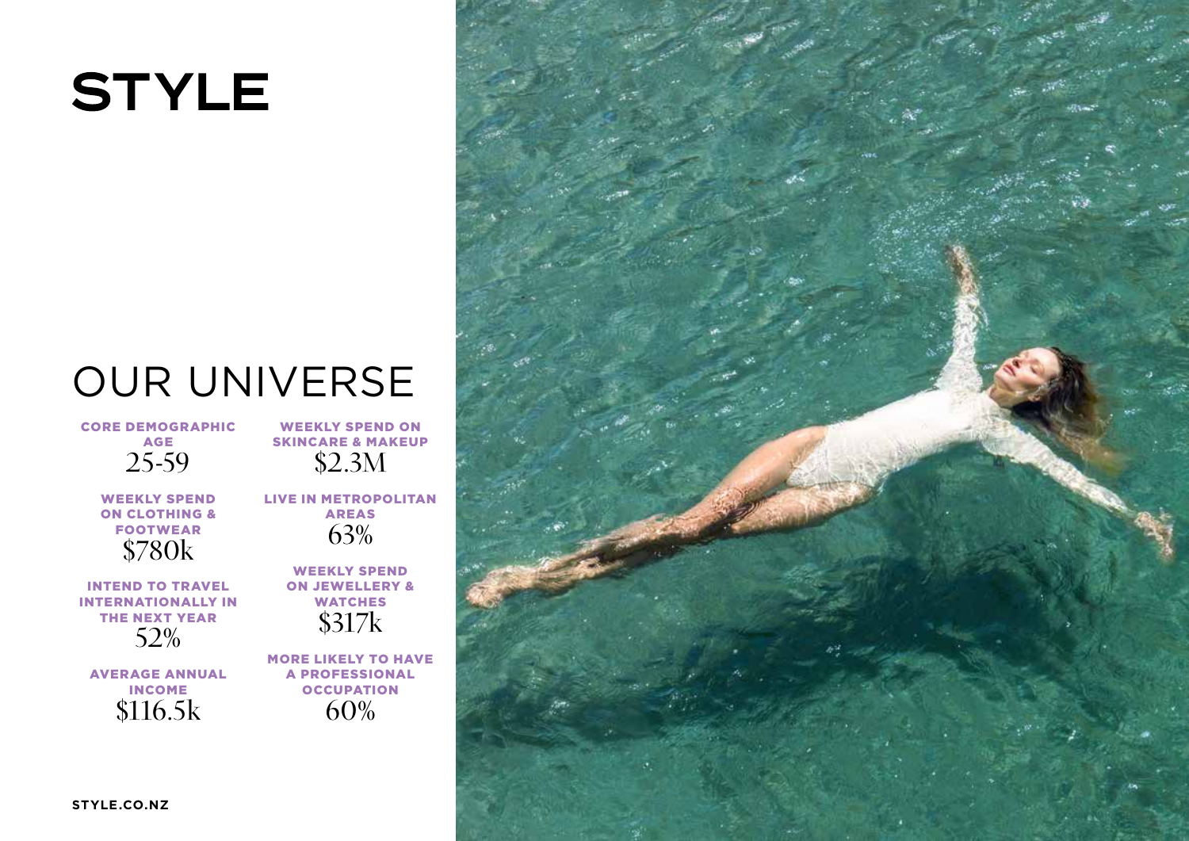# STYLE

## OUR UNIVERSE

**CORE DEMOGRAPHIC AGE**
25-59

**WEEKLY SPEND ON CLOTHING & FOOTWEAR**
$780k

**INTEND TO TRAVEL INTERNATIONALLY IN THE NEXT YEAR**
52%

**AVERAGE ANNUAL INCOME**
$116.5k

**WEEKLY SPEND ON SKINCARE & MAKEUP**
$2.3M

**LIVE IN METROPOLITAN AREAS**
63%

**WEEKLY SPEND ON JEWELLERY & WATCHES**
$317k

**MORE LIKELY TO HAVE A PROFESSIONAL OCCUPATION**
60%

STYLE.CO.NZ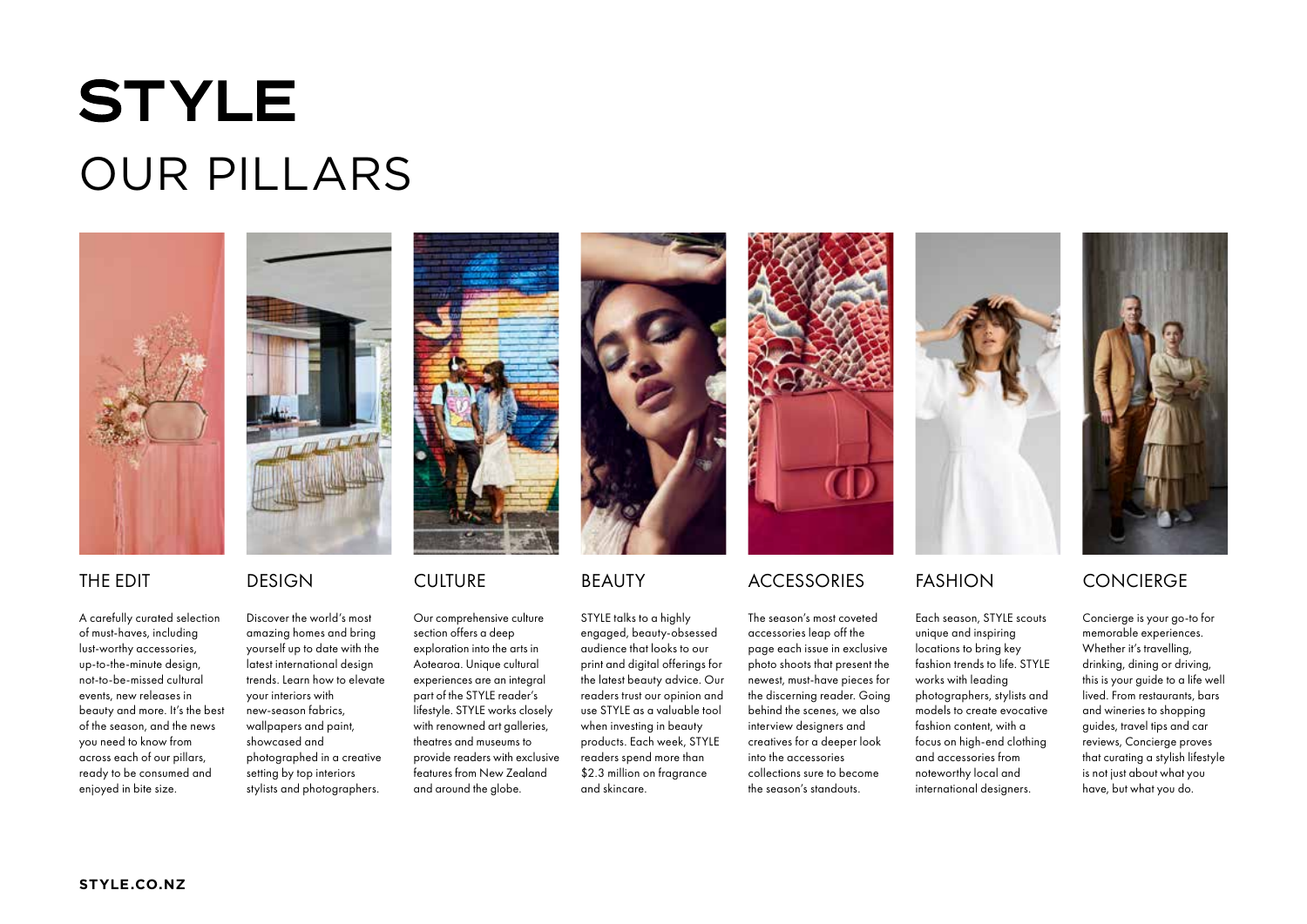# STYLE

## OUR PILLARS

### THE EDIT

A carefully curated selection of must-haves, including lust-worthy accessories, up-to-the-minute design, not-to-be-missed cultural events, new releases in beauty and more. It's the best of the season, and the news you need to know from across each of our pillars, ready to be consumed and enjoyed in bite size.

### DESIGN

Discover the world's most amazing homes and bring yourself up to date with the latest international design trends. Learn how to elevate your interiors with new-season fabrics, wallpapers and paint, showcased and photographed in a creative setting by top interiors stylists and photographers.

### CULTURE

Our comprehensive culture section offers a deep exploration into the arts in Aotearoa. Unique cultural experiences are an integral part of the STYLE reader's lifestyle. STYLE works closely with renowned art galleries, theatres and museums to provide readers with exclusive features from New Zealand and around the globe.

### BEAUTY

STYLE talks to a highly engaged, beauty-obsessed audience that looks to our print and digital offerings for the latest beauty advice. Our readers trust our opinion and use STYLE as a valuable tool when investing in beauty products. Each week, STYLE readers spend more than $2.3 million on fragrance and skincare.

### ACCESSORIES

The season's most coveted accessories leap off the page each issue in exclusive photo shoots that present the newest, must-have pieces for the discerning reader. Going behind the scenes, we also interview designers and creatives for a deeper look into the accessories collections sure to become the season's standouts.

### FASHION

Each season, STYLE scouts unique and inspiring locations to bring key fashion trends to life. STYLE works with leading photographers, stylists and models to create evocative fashion content, with a focus on high-end clothing and accessories from noteworthy local and international designers.

### CONCIERGE

Concierge is your go-to for memorable experiences. Whether it's travelling, drinking, dining or driving, this is your guide to a life well lived. From restaurants, bars and wineries to shopping guides, travel tips and car reviews, Concierge proves that curating a stylish lifestyle is not just about what you have, but what you do.

**STYLE.CO.NZ**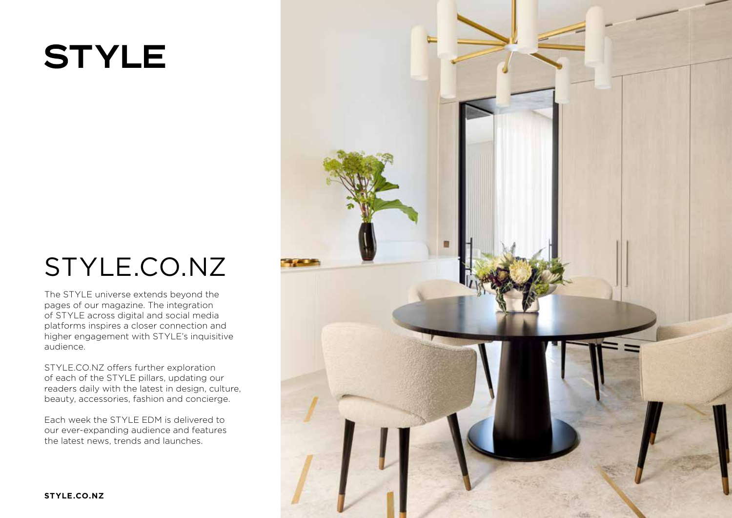# STYLE

## STYLE.CO.NZ

The STYLE universe extends beyond the pages of our magazine. The integration of STYLE across digital and social media platforms inspires a closer connection and higher engagement with STYLE's inquisitive audience.

STYLE.CO.NZ offers further exploration of each of the STYLE pillars, updating our readers daily with the latest in design, culture, beauty, accessories, fashion and concierge.

Each week the STYLE EDM is delivered to our ever-expanding audience and features the latest news, trends and launches.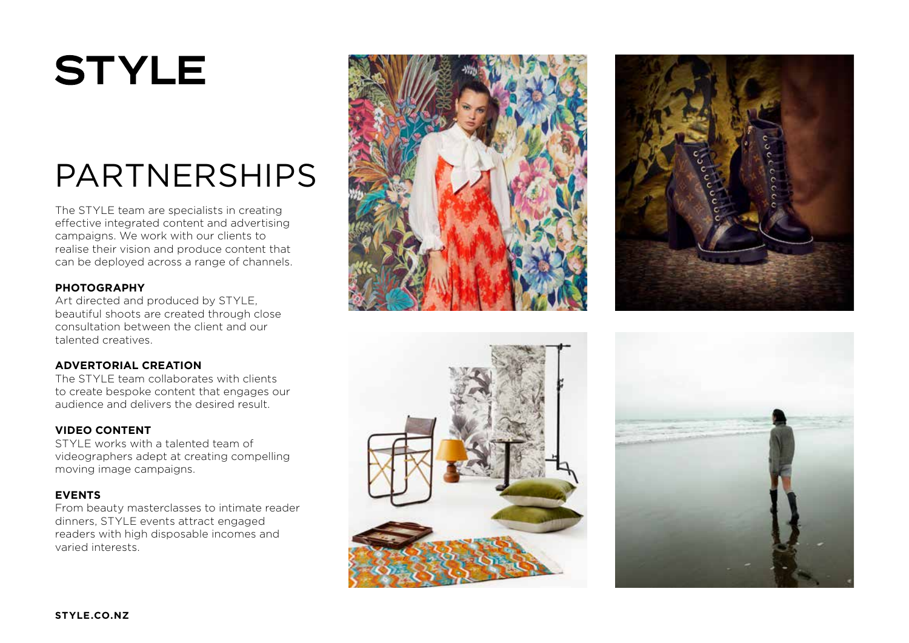# STYLE

## PARTNERSHIPS

The STYLE team are specialists in creating effective integrated content and advertising campaigns. We work with our clients to realise their vision and produce content that can be deployed across a range of channels.

**PHOTOGRAPHY**
Art directed and produced by STYLE, beautiful shoots are created through close consultation between the client and our talented creatives.

**ADVERTORIAL CREATION**
The STYLE team collaborates with clients to create bespoke content that engages our audience and delivers the desired result.

**VIDEO CONTENT**
STYLE works with a talented team of videographers adept at creating compelling moving image campaigns.

**EVENTS**
From beauty masterclasses to intimate reader dinners, STYLE events attract engaged readers with high disposable incomes and varied interests.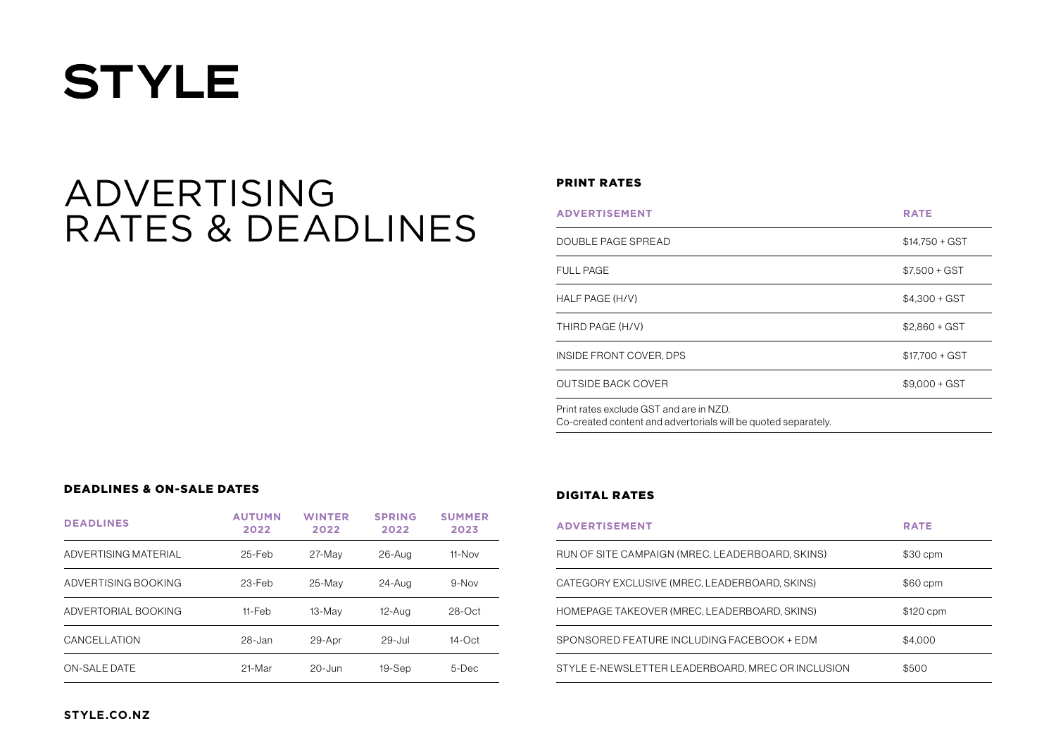# STYLE

## ADVERTISING RATES & DEADLINES

### PRINT RATES

| ADVERTISEMENT | RATE |
|---|---|
| DOUBLE PAGE SPREAD | $14,750 + GST |
| FULL PAGE | $7,500 + GST |
| HALF PAGE (H/V) | $4,300 + GST |
| THIRD PAGE (H/V) | $2,860 + GST |
| INSIDE FRONT COVER, DPS | $17,700 + GST |
| OUTSIDE BACK COVER | $9,000 + GST |

Print rates exclude GST and are in NZD.
Co-created content and advertorials will be quoted separately.

### DEADLINES & ON-SALE DATES

| DEADLINES | AUTUMN 2022 | WINTER 2022 | SPRING 2022 | SUMMER 2023 |
|---|---|---|---|---|
| ADVERTISING MATERIAL | 25-Feb | 27-May | 26-Aug | 11-Nov |
| ADVERTISING BOOKING | 23-Feb | 25-May | 24-Aug | 9-Nov |
| ADVERTORIAL BOOKING | 11-Feb | 13-May | 12-Aug | 28-Oct |
| CANCELLATION | 28-Jan | 29-Apr | 29-Jul | 14-Oct |
| ON-SALE DATE | 21-Mar | 20-Jun | 19-Sep | 5-Dec |

### DIGITAL RATES

| ADVERTISEMENT | RATE |
|---|---|
| RUN OF SITE CAMPAIGN (MREC, LEADERBOARD, SKINS) | $30 cpm |
| CATEGORY EXCLUSIVE (MREC, LEADERBOARD, SKINS) | $60 cpm |
| HOMEPAGE TAKEOVER (MREC, LEADERBOARD, SKINS) | $120 cpm |
| SPONSORED FEATURE INCLUDING FACEBOOK + EDM | $4,000 |
| STYLE E-NEWSLETTER LEADERBOARD, MREC OR INCLUSION | $500 |

**STYLE.CO.NZ**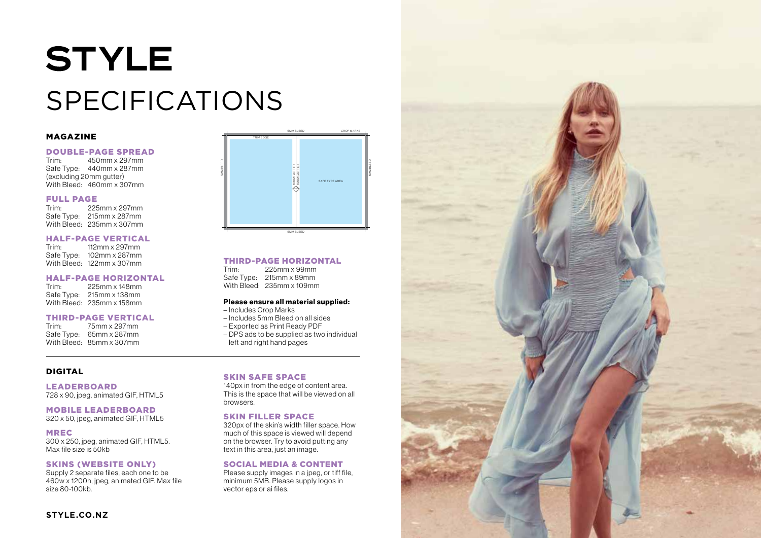# STYLE SPECIFICATIONS

## MAGAZINE

### DOUBLE-PAGE SPREAD

Trim: 450mm x 297mm
Safe Type: 440mm x 287mm
(excluding 20mm gutter)
With Bleed: 460mm x 307mm

### FULL PAGE

Trim: 225mm x 297mm
Safe Type: 215mm x 287mm
With Bleed: 235mm x 307mm

### HALF-PAGE VERTICAL

Trim: 112mm x 297mm
Safe Type: 102mm x 287mm
With Bleed: 122mm x 307mm

### HALF-PAGE HORIZONTAL

Trim: 225mm x 148mm
Safe Type: 215mm x 138mm
With Bleed: 235mm x 158mm

### THIRD-PAGE VERTICAL

Trim: 75mm x 297mm
Safe Type: 65mm x 287mm
With Bleed: 85mm x 307mm

### THIRD-PAGE HORIZONTAL

Trim: 225mm x 99mm
Safe Type: 215mm x 89mm
With Bleed: 235mm x 109mm

**Please ensure all material supplied:**

- Includes Crop Marks
- Includes 5mm Bleed on all sides
- Exported as Print Ready PDF
- DPS ads to be supplied as two individual left and right hand pages

## DIGITAL

### LEADERBOARD

728 x 90, jpeg, animated GIF, HTML5

### MOBILE LEADERBOARD

320 x 50, jpeg, animated GIF, HTML5

### MREC

300 x 250, jpeg, animated GIF, HTML5. Max file size is 50kb

### SKINS (WEBSITE ONLY)

Supply 2 separate files, each one to be 460w x 1200h, jpeg, animated GIF. Max file size 80-100kb.

### SKIN SAFE SPACE

140px in from the edge of content area. This is the space that will be viewed on all browsers.

### SKIN FILLER SPACE

320px of the skin's width filler space. How much of this space is viewed will depend on the browser. Try to avoid putting any text in this area, just an image.

### SOCIAL MEDIA & CONTENT

Please supply images in a jpeg, or tiff file, minimum 5MB. Please supply logos in vector eps or ai files.

STYLE.CO.NZ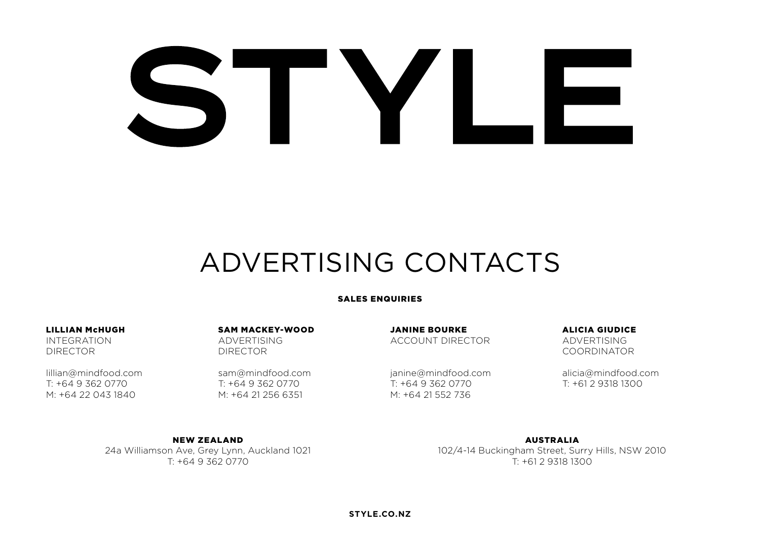# STYLE

## ADVERTISING CONTACTS

**SALES ENQUIRIES**

**LILLIAN McHUGH**
INTEGRATION DIRECTOR

lillian@mindfood.com
T: +64 9 362 0770
M: +64 22 043 1840

**SAM MACKEY-WOOD**
ADVERTISING DIRECTOR

sam@mindfood.com
T: +64 9 362 0770
M: +64 21 256 6351

**JANINE BOURKE**
ACCOUNT DIRECTOR

janine@mindfood.com
T: +64 9 362 0770
M: +64 21 552 736

**ALICIA GIUDICE**
ADVERTISING COORDINATOR

alicia@mindfood.com
T: +61 2 9318 1300

**NEW ZEALAND**
24a Williamson Ave, Grey Lynn, Auckland 1021
T: +64 9 362 0770

**AUSTRALIA**
102/4-14 Buckingham Street, Surry Hills, NSW 2010
T: +61 2 9318 1300

**STYLE.CO.NZ**